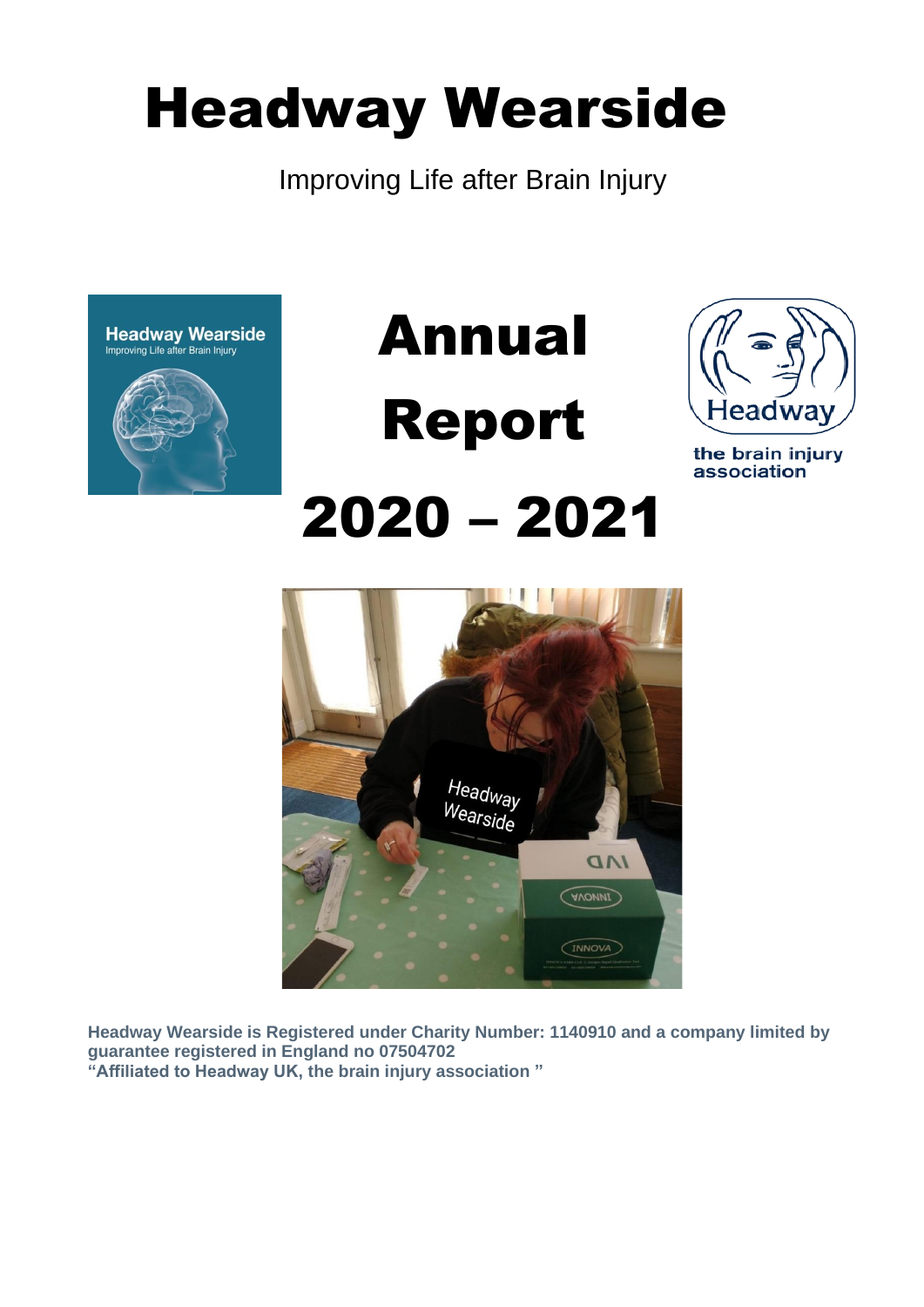# Headway Wearside

Improving Life after Brain Injury

# Annual Report 2020 – 2021

**Headway Wearside is Registered under Charity Number: 1140910 and a company limited by guarantee registered in England no 07504702**
**"Affiliated to Headway UK, the brain injury association "**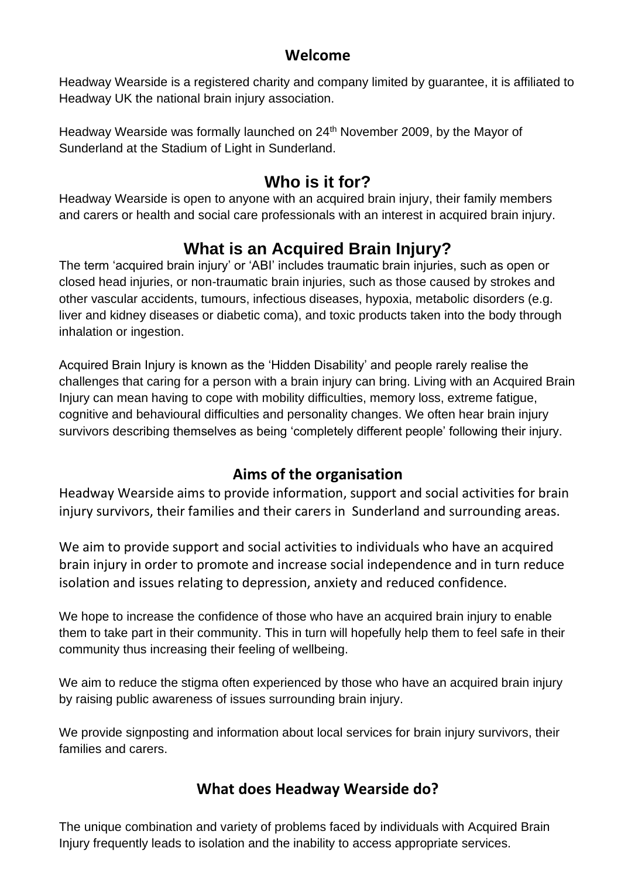## Welcome

Headway Wearside is a registered charity and company limited by guarantee, it is affiliated to Headway UK the national brain injury association.

Headway Wearside was formally launched on 24th November 2009, by the Mayor of Sunderland at the Stadium of Light in Sunderland.

## Who is it for?

Headway Wearside is open to anyone with an acquired brain injury, their family members and carers or health and social care professionals with an interest in acquired brain injury.

## What is an Acquired Brain Injury?

The term 'acquired brain injury' or 'ABI' includes traumatic brain injuries, such as open or closed head injuries, or non-traumatic brain injuries, such as those caused by strokes and other vascular accidents, tumours, infectious diseases, hypoxia, metabolic disorders (e.g. liver and kidney diseases or diabetic coma), and toxic products taken into the body through inhalation or ingestion.

Acquired Brain Injury is known as the 'Hidden Disability' and people rarely realise the challenges that caring for a person with a brain injury can bring. Living with an Acquired Brain Injury can mean having to cope with mobility difficulties, memory loss, extreme fatigue, cognitive and behavioural difficulties and personality changes. We often hear brain injury survivors describing themselves as being 'completely different people' following their injury.

## Aims of the organisation

Headway Wearside aims to provide information, support and social activities for brain injury survivors, their families and their carers in Sunderland and surrounding areas.

We aim to provide support and social activities to individuals who have an acquired brain injury in order to promote and increase social independence and in turn reduce isolation and issues relating to depression, anxiety and reduced confidence.

We hope to increase the confidence of those who have an acquired brain injury to enable them to take part in their community. This in turn will hopefully help them to feel safe in their community thus increasing their feeling of wellbeing.

We aim to reduce the stigma often experienced by those who have an acquired brain injury by raising public awareness of issues surrounding brain injury.

We provide signposting and information about local services for brain injury survivors, their families and carers.

## What does Headway Wearside do?

The unique combination and variety of problems faced by individuals with Acquired Brain Injury frequently leads to isolation and the inability to access appropriate services.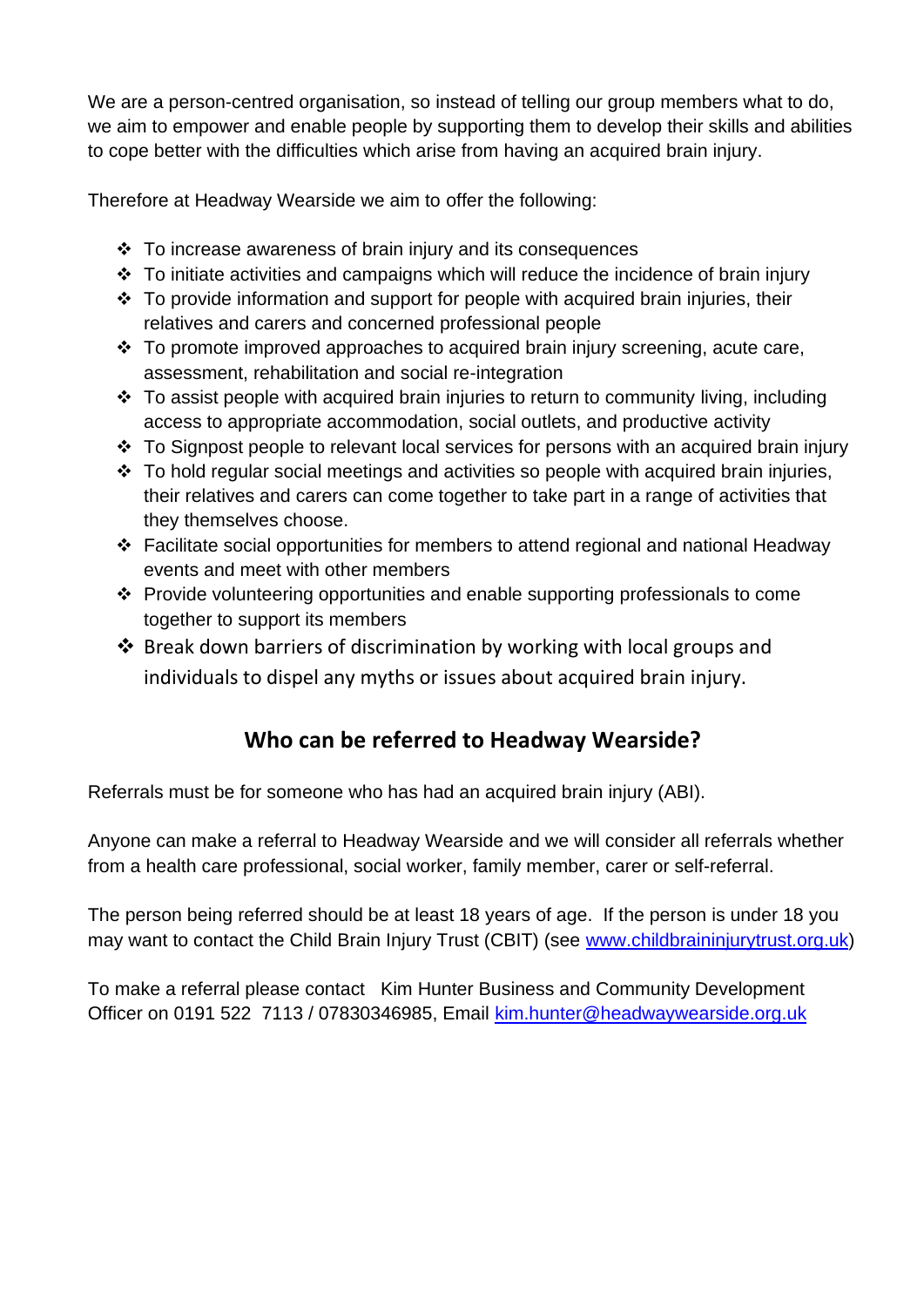We are a person-centred organisation, so instead of telling our group members what to do, we aim to empower and enable people by supporting them to develop their skills and abilities to cope better with the difficulties which arise from having an acquired brain injury.

Therefore at Headway Wearside we aim to offer the following:

- To increase awareness of brain injury and its consequences
- To initiate activities and campaigns which will reduce the incidence of brain injury
- To provide information and support for people with acquired brain injuries, their relatives and carers and concerned professional people
- To promote improved approaches to acquired brain injury screening, acute care, assessment, rehabilitation and social re-integration
- To assist people with acquired brain injuries to return to community living, including access to appropriate accommodation, social outlets, and productive activity
- To Signpost people to relevant local services for persons with an acquired brain injury
- To hold regular social meetings and activities so people with acquired brain injuries, their relatives and carers can come together to take part in a range of activities that they themselves choose.
- Facilitate social opportunities for members to attend regional and national Headway events and meet with other members
- Provide volunteering opportunities and enable supporting professionals to come together to support its members
- Break down barriers of discrimination by working with local groups and individuals to dispel any myths or issues about acquired brain injury.

## Who can be referred to Headway Wearside?

Referrals must be for someone who has had an acquired brain injury (ABI).

Anyone can make a referral to Headway Wearside and we will consider all referrals whether from a health care professional, social worker, family member, carer or self-referral.

The person being referred should be at least 18 years of age. If the person is under 18 you may want to contact the Child Brain Injury Trust (CBIT) (see www.childbraininjurytrust.org.uk)

To make a referral please contact Kim Hunter Business and Community Development Officer on 0191 522 7113 / 07830346985, Email kim.hunter@headwaywearside.org.uk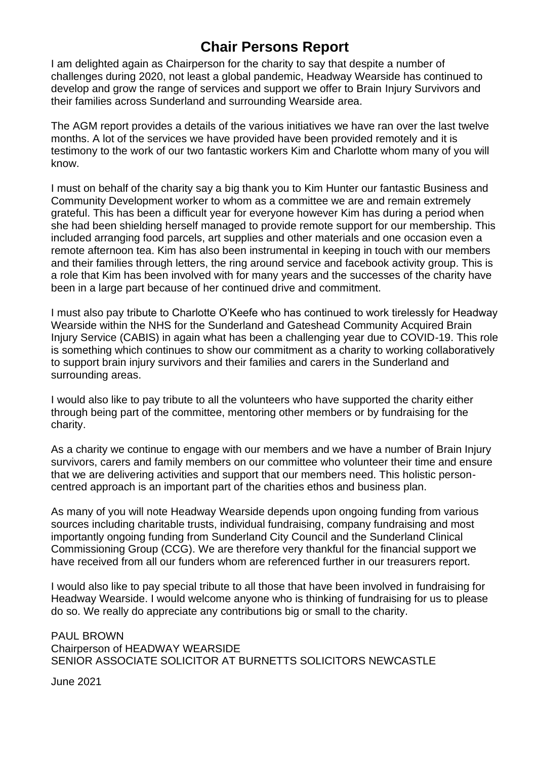# Chair Persons Report

I am delighted again as Chairperson for the charity to say that despite a number of challenges during 2020, not least a global pandemic, Headway Wearside has continued to develop and grow the range of services and support we offer to Brain Injury Survivors and their families across Sunderland and surrounding Wearside area.

The AGM report provides a details of the various initiatives we have ran over the last twelve months. A lot of the services we have provided have been provided remotely and it is testimony to the work of our two fantastic workers Kim and Charlotte whom many of you will know.

I must on behalf of the charity say a big thank you to Kim Hunter our fantastic Business and Community Development worker to whom as a committee we are and remain extremely grateful. This has been a difficult year for everyone however Kim has during a period when she had been shielding herself managed to provide remote support for our membership. This included arranging food parcels, art supplies and other materials and one occasion even a remote afternoon tea. Kim has also been instrumental in keeping in touch with our members and their families through letters, the ring around service and facebook activity group. This is a role that Kim has been involved with for many years and the successes of the charity have been in a large part because of her continued drive and commitment.

I must also pay tribute to Charlotte O'Keefe who has continued to work tirelessly for Headway Wearside within the NHS for the Sunderland and Gateshead Community Acquired Brain Injury Service (CABIS) in again what has been a challenging year due to COVID-19. This role is something which continues to show our commitment as a charity to working collaboratively to support brain injury survivors and their families and carers in the Sunderland and surrounding areas.

I would also like to pay tribute to all the volunteers who have supported the charity either through being part of the committee, mentoring other members or by fundraising for the charity.

As a charity we continue to engage with our members and we have a number of Brain Injury survivors, carers and family members on our committee who volunteer their time and ensure that we are delivering activities and support that our members need. This holistic person-centred approach is an important part of the charities ethos and business plan.

As many of you will note Headway Wearside depends upon ongoing funding from various sources including charitable trusts, individual fundraising, company fundraising and most importantly ongoing funding from Sunderland City Council and the Sunderland Clinical Commissioning Group (CCG). We are therefore very thankful for the financial support we have received from all our funders whom are referenced further in our treasurers report.

I would also like to pay special tribute to all those that have been involved in fundraising for Headway Wearside. I would welcome anyone who is thinking of fundraising for us to please do so. We really do appreciate any contributions big or small to the charity.

PAUL BROWN
Chairperson of HEADWAY WEARSIDE
SENIOR ASSOCIATE SOLICITOR AT BURNETTS SOLICITORS NEWCASTLE

June 2021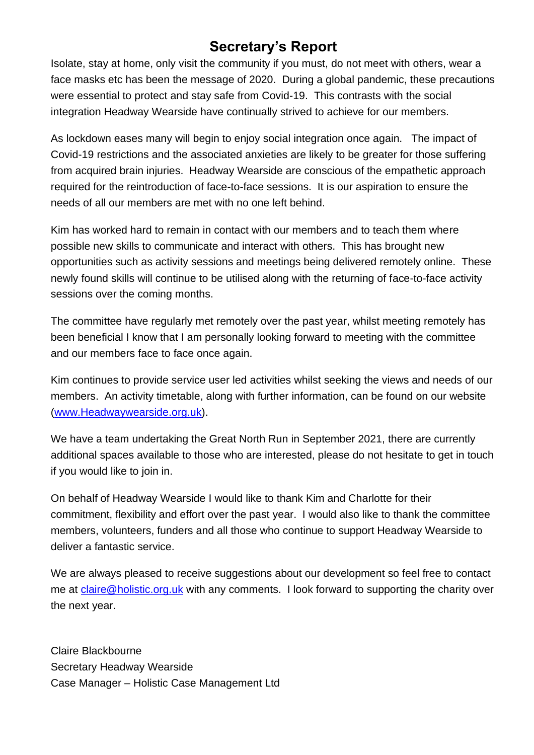# Secretary's Report

Isolate, stay at home, only visit the community if you must, do not meet with others, wear a face masks etc has been the message of 2020. During a global pandemic, these precautions were essential to protect and stay safe from Covid-19. This contrasts with the social integration Headway Wearside have continually strived to achieve for our members.

As lockdown eases many will begin to enjoy social integration once again. The impact of Covid-19 restrictions and the associated anxieties are likely to be greater for those suffering from acquired brain injuries. Headway Wearside are conscious of the empathetic approach required for the reintroduction of face-to-face sessions. It is our aspiration to ensure the needs of all our members are met with no one left behind.

Kim has worked hard to remain in contact with our members and to teach them where possible new skills to communicate and interact with others. This has brought new opportunities such as activity sessions and meetings being delivered remotely online. These newly found skills will continue to be utilised along with the returning of face-to-face activity sessions over the coming months.

The committee have regularly met remotely over the past year, whilst meeting remotely has been beneficial I know that I am personally looking forward to meeting with the committee and our members face to face once again.

Kim continues to provide service user led activities whilst seeking the views and needs of our members. An activity timetable, along with further information, can be found on our website ([www.Headwaywearside.org.uk](http://www.Headwaywearside.org.uk)).

We have a team undertaking the Great North Run in September 2021, there are currently additional spaces available to those who are interested, please do not hesitate to get in touch if you would like to join in.

On behalf of Headway Wearside I would like to thank Kim and Charlotte for their commitment, flexibility and effort over the past year. I would also like to thank the committee members, volunteers, funders and all those who continue to support Headway Wearside to deliver a fantastic service.

We are always pleased to receive suggestions about our development so feel free to contact me at [claire@holistic.org.uk](mailto:claire@holistic.org.uk) with any comments. I look forward to supporting the charity over the next year.

Claire Blackbourne
Secretary Headway Wearside
Case Manager – Holistic Case Management Ltd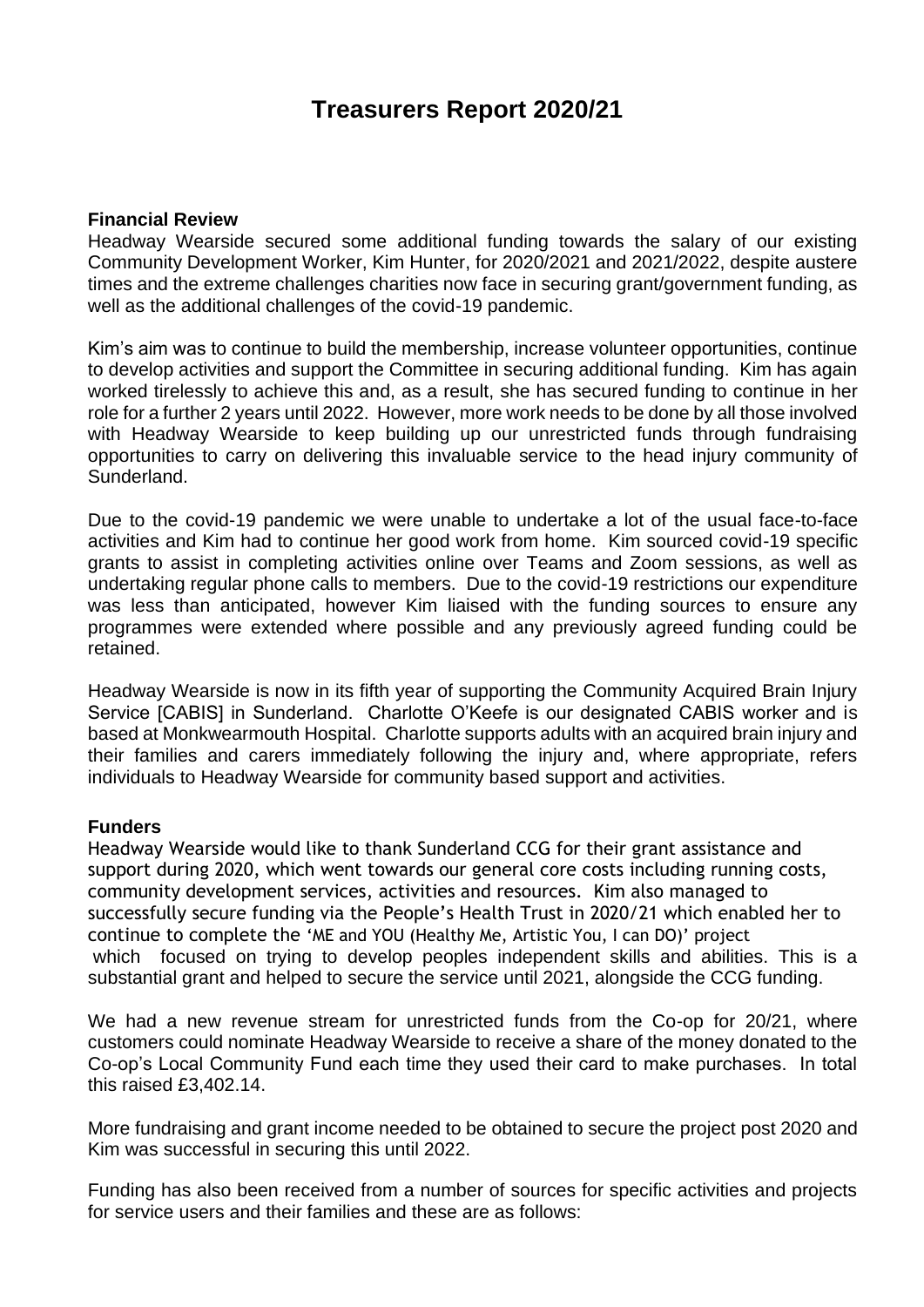# Treasurers Report 2020/21

**Financial Review**

Headway Wearside secured some additional funding towards the salary of our existing Community Development Worker, Kim Hunter, for 2020/2021 and 2021/2022, despite austere times and the extreme challenges charities now face in securing grant/government funding, as well as the additional challenges of the covid-19 pandemic.

Kim's aim was to continue to build the membership, increase volunteer opportunities, continue to develop activities and support the Committee in securing additional funding. Kim has again worked tirelessly to achieve this and, as a result, she has secured funding to continue in her role for a further 2 years until 2022. However, more work needs to be done by all those involved with Headway Wearside to keep building up our unrestricted funds through fundraising opportunities to carry on delivering this invaluable service to the head injury community of Sunderland.

Due to the covid-19 pandemic we were unable to undertake a lot of the usual face-to-face activities and Kim had to continue her good work from home. Kim sourced covid-19 specific grants to assist in completing activities online over Teams and Zoom sessions, as well as undertaking regular phone calls to members. Due to the covid-19 restrictions our expenditure was less than anticipated, however Kim liaised with the funding sources to ensure any programmes were extended where possible and any previously agreed funding could be retained.

Headway Wearside is now in its fifth year of supporting the Community Acquired Brain Injury Service [CABIS] in Sunderland. Charlotte O'Keefe is our designated CABIS worker and is based at Monkwearmouth Hospital. Charlotte supports adults with an acquired brain injury and their families and carers immediately following the injury and, where appropriate, refers individuals to Headway Wearside for community based support and activities.

**Funders**

Headway Wearside would like to thank Sunderland CCG for their grant assistance and support during 2020, which went towards our general core costs including running costs, community development services, activities and resources. Kim also managed to successfully secure funding via the People's Health Trust in 2020/21 which enabled her to continue to complete the 'ME and YOU (Healthy Me, Artistic You, I can DO)' project which focused on trying to develop peoples independent skills and abilities. This is a substantial grant and helped to secure the service until 2021, alongside the CCG funding.

We had a new revenue stream for unrestricted funds from the Co-op for 20/21, where customers could nominate Headway Wearside to receive a share of the money donated to the Co-op's Local Community Fund each time they used their card to make purchases. In total this raised £3,402.14.

More fundraising and grant income needed to be obtained to secure the project post 2020 and Kim was successful in securing this until 2022.

Funding has also been received from a number of sources for specific activities and projects for service users and their families and these are as follows: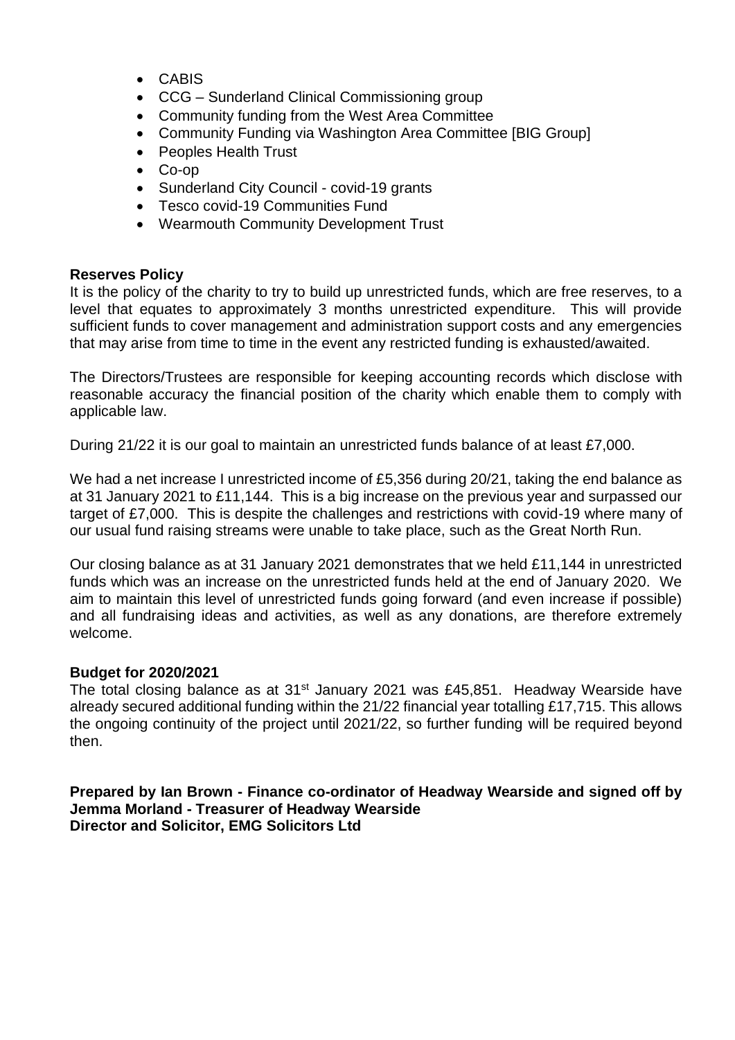- CABIS
- CCG – Sunderland Clinical Commissioning group
- Community funding from the West Area Committee
- Community Funding via Washington Area Committee [BIG Group]
- Peoples Health Trust
- Co-op
- Sunderland City Council - covid-19 grants
- Tesco covid-19 Communities Fund
- Wearmouth Community Development Trust

**Reserves Policy**

It is the policy of the charity to try to build up unrestricted funds, which are free reserves, to a level that equates to approximately 3 months unrestricted expenditure. This will provide sufficient funds to cover management and administration support costs and any emergencies that may arise from time to time in the event any restricted funding is exhausted/awaited.

The Directors/Trustees are responsible for keeping accounting records which disclose with reasonable accuracy the financial position of the charity which enable them to comply with applicable law.

During 21/22 it is our goal to maintain an unrestricted funds balance of at least £7,000.

We had a net increase I unrestricted income of £5,356 during 20/21, taking the end balance as at 31 January 2021 to £11,144. This is a big increase on the previous year and surpassed our target of £7,000. This is despite the challenges and restrictions with covid-19 where many of our usual fund raising streams were unable to take place, such as the Great North Run.

Our closing balance as at 31 January 2021 demonstrates that we held £11,144 in unrestricted funds which was an increase on the unrestricted funds held at the end of January 2020. We aim to maintain this level of unrestricted funds going forward (and even increase if possible) and all fundraising ideas and activities, as well as any donations, are therefore extremely welcome.

**Budget for 2020/2021**

The total closing balance as at 31st January 2021 was £45,851. Headway Wearside have already secured additional funding within the 21/22 financial year totalling £17,715. This allows the ongoing continuity of the project until 2021/22, so further funding will be required beyond then.

**Prepared by Ian Brown - Finance co-ordinator of Headway Wearside and signed off by Jemma Morland - Treasurer of Headway Wearside**
**Director and Solicitor, EMG Solicitors Ltd**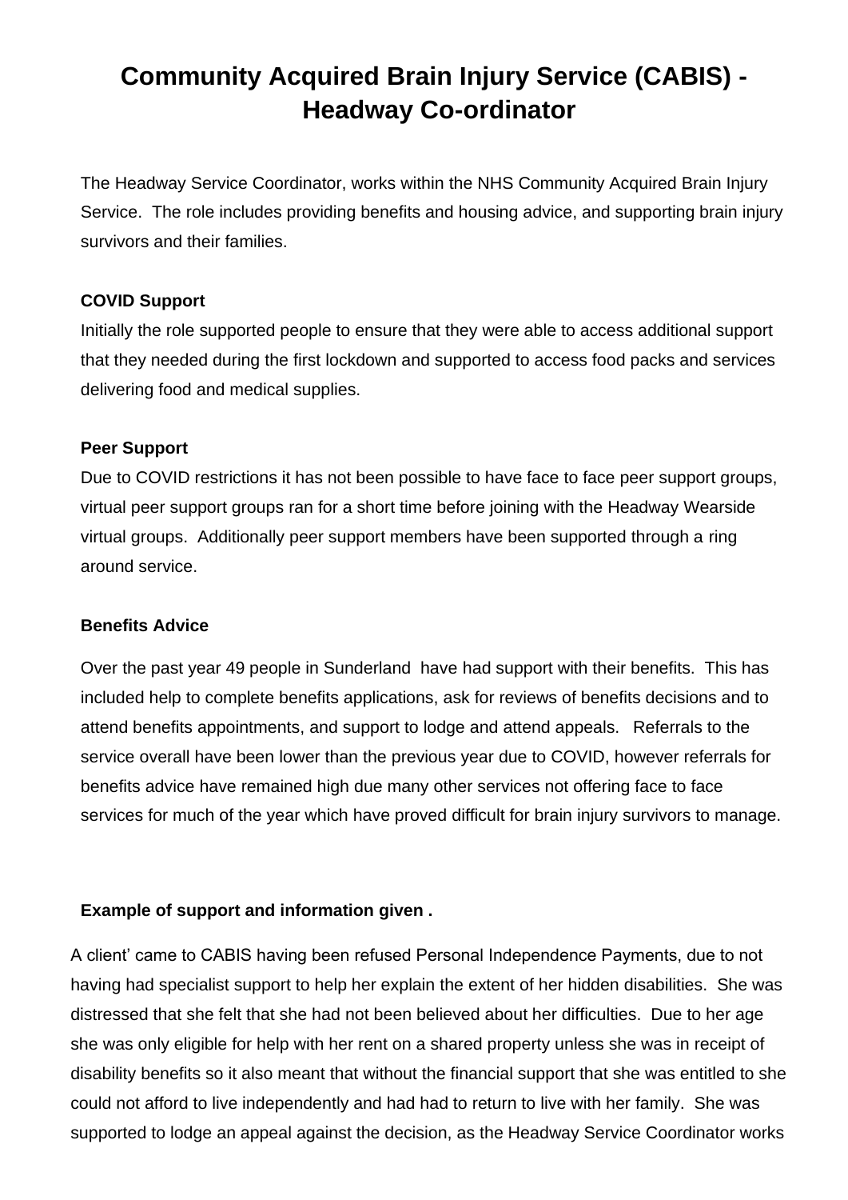# Community Acquired Brain Injury Service (CABIS) - Headway Co-ordinator

The Headway Service Coordinator, works within the NHS Community Acquired Brain Injury Service. The role includes providing benefits and housing advice, and supporting brain injury survivors and their families.

**COVID Support**

Initially the role supported people to ensure that they were able to access additional support that they needed during the first lockdown and supported to access food packs and services delivering food and medical supplies.

**Peer Support**

Due to COVID restrictions it has not been possible to have face to face peer support groups, virtual peer support groups ran for a short time before joining with the Headway Wearside virtual groups. Additionally peer support members have been supported through a ring around service.

**Benefits Advice**

Over the past year 49 people in Sunderland have had support with their benefits. This has included help to complete benefits applications, ask for reviews of benefits decisions and to attend benefits appointments, and support to lodge and attend appeals. Referrals to the service overall have been lower than the previous year due to COVID, however referrals for benefits advice have remained high due many other services not offering face to face services for much of the year which have proved difficult for brain injury survivors to manage.

**Example of support and information given .**

A client' came to CABIS having been refused Personal Independence Payments, due to not having had specialist support to help her explain the extent of her hidden disabilities. She was distressed that she felt that she had not been believed about her difficulties. Due to her age she was only eligible for help with her rent on a shared property unless she was in receipt of disability benefits so it also meant that without the financial support that she was entitled to she could not afford to live independently and had had to return to live with her family. She was supported to lodge an appeal against the decision, as the Headway Service Coordinator works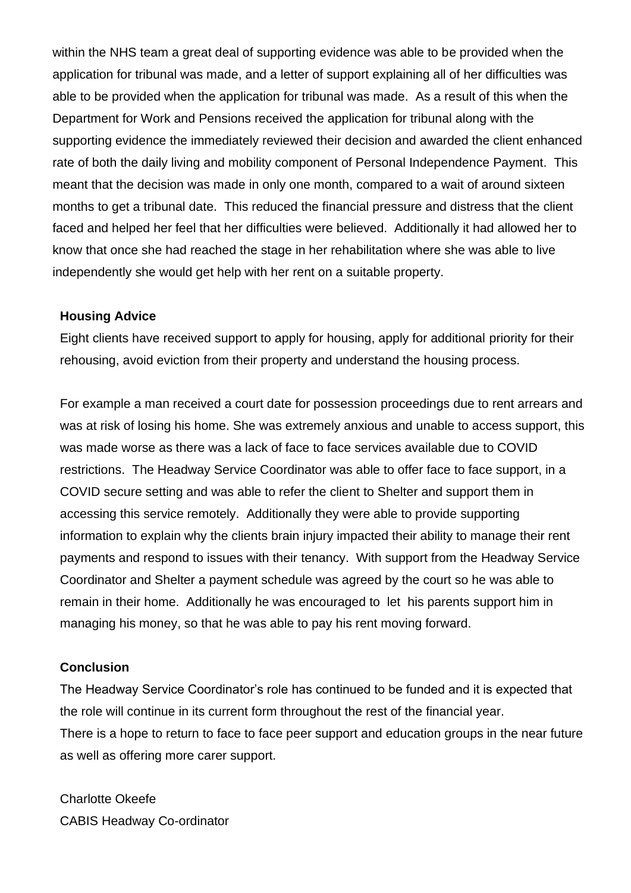within the NHS team a great deal of supporting evidence was able to be provided when the application for tribunal was made, and a letter of support explaining all of her difficulties was able to be provided when the application for tribunal was made. As a result of this when the Department for Work and Pensions received the application for tribunal along with the supporting evidence the immediately reviewed their decision and awarded the client enhanced rate of both the daily living and mobility component of Personal Independence Payment. This meant that the decision was made in only one month, compared to a wait of around sixteen months to get a tribunal date. This reduced the financial pressure and distress that the client faced and helped her feel that her difficulties were believed. Additionally it had allowed her to know that once she had reached the stage in her rehabilitation where she was able to live independently she would get help with her rent on a suitable property.

**Housing Advice**

Eight clients have received support to apply for housing, apply for additional priority for their rehousing, avoid eviction from their property and understand the housing process.

For example a man received a court date for possession proceedings due to rent arrears and was at risk of losing his home. She was extremely anxious and unable to access support, this was made worse as there was a lack of face to face services available due to COVID restrictions. The Headway Service Coordinator was able to offer face to face support, in a COVID secure setting and was able to refer the client to Shelter and support them in accessing this service remotely. Additionally they were able to provide supporting information to explain why the clients brain injury impacted their ability to manage their rent payments and respond to issues with their tenancy. With support from the Headway Service Coordinator and Shelter a payment schedule was agreed by the court so he was able to remain in their home. Additionally he was encouraged to let his parents support him in managing his money, so that he was able to pay his rent moving forward.

**Conclusion**

The Headway Service Coordinator's role has continued to be funded and it is expected that the role will continue in its current form throughout the rest of the financial year.
There is a hope to return to face to face peer support and education groups in the near future as well as offering more carer support.

Charlotte Okeefe
CABIS Headway Co-ordinator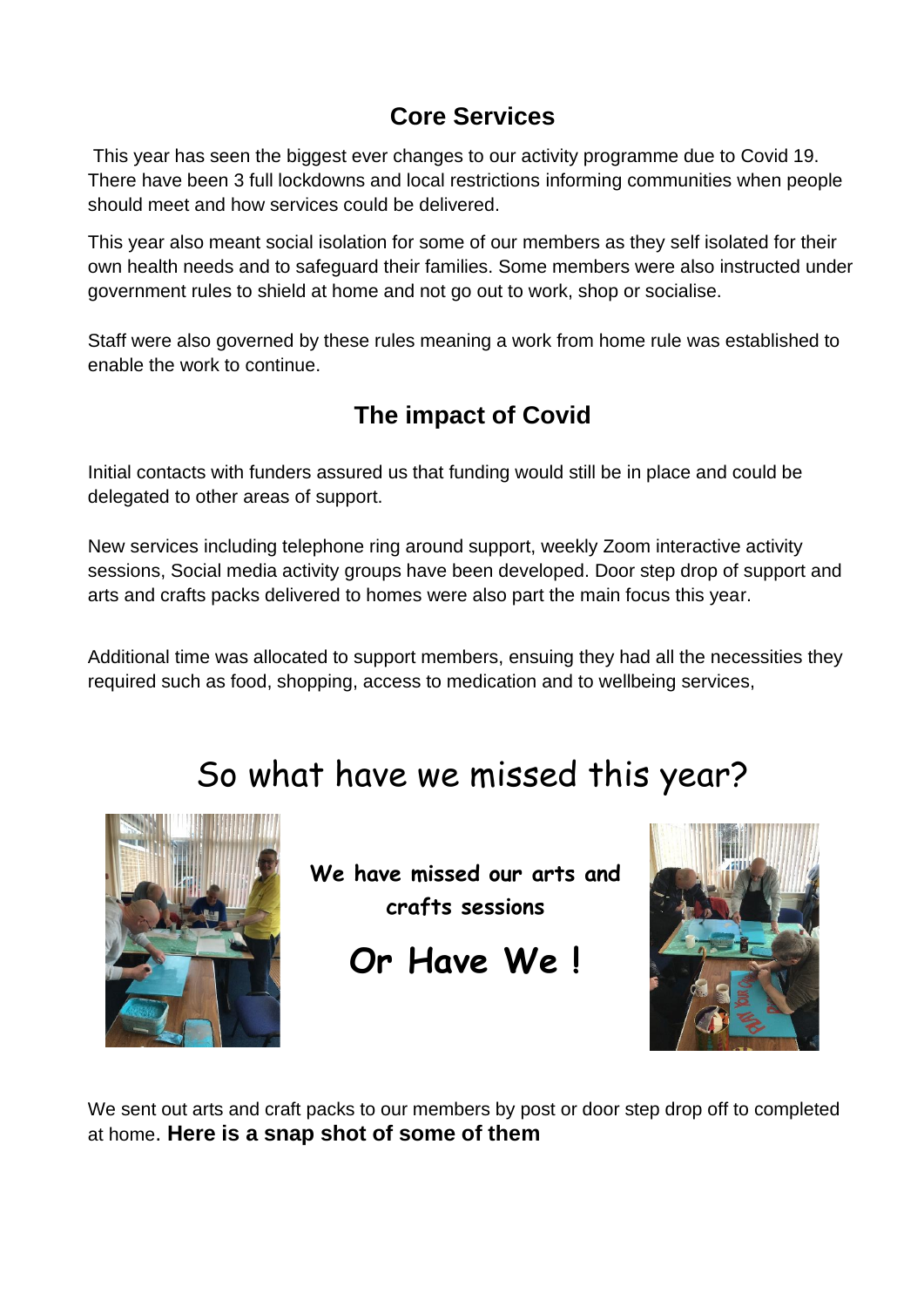## Core Services

This year has seen the biggest ever changes to our activity programme due to Covid 19. There have been 3 full lockdowns and local restrictions informing communities when people should meet and how services could be delivered.

This year also meant social isolation for some of our members as they self isolated for their own health needs and to safeguard their families. Some members were also instructed under government rules to shield at home and not go out to work, shop or socialise.

Staff were also governed by these rules meaning a work from home rule was established to enable the work to continue.

## The impact of Covid

Initial contacts with funders assured us that funding would still be in place and could be delegated to other areas of support.

New services including telephone ring around support, weekly Zoom interactive activity sessions, Social media activity groups have been developed. Door step drop of support and arts and crafts packs delivered to homes were also part the main focus this year.

Additional time was allocated to support members, ensuing they had all the necessities they required such as food, shopping, access to medication and to wellbeing services,

# So what have we missed this year?

**We have missed our arts and crafts sessions**

**Or Have We !**

We sent out arts and craft packs to our members by post or door step drop off to completed at home. **Here is a snap shot of some of them**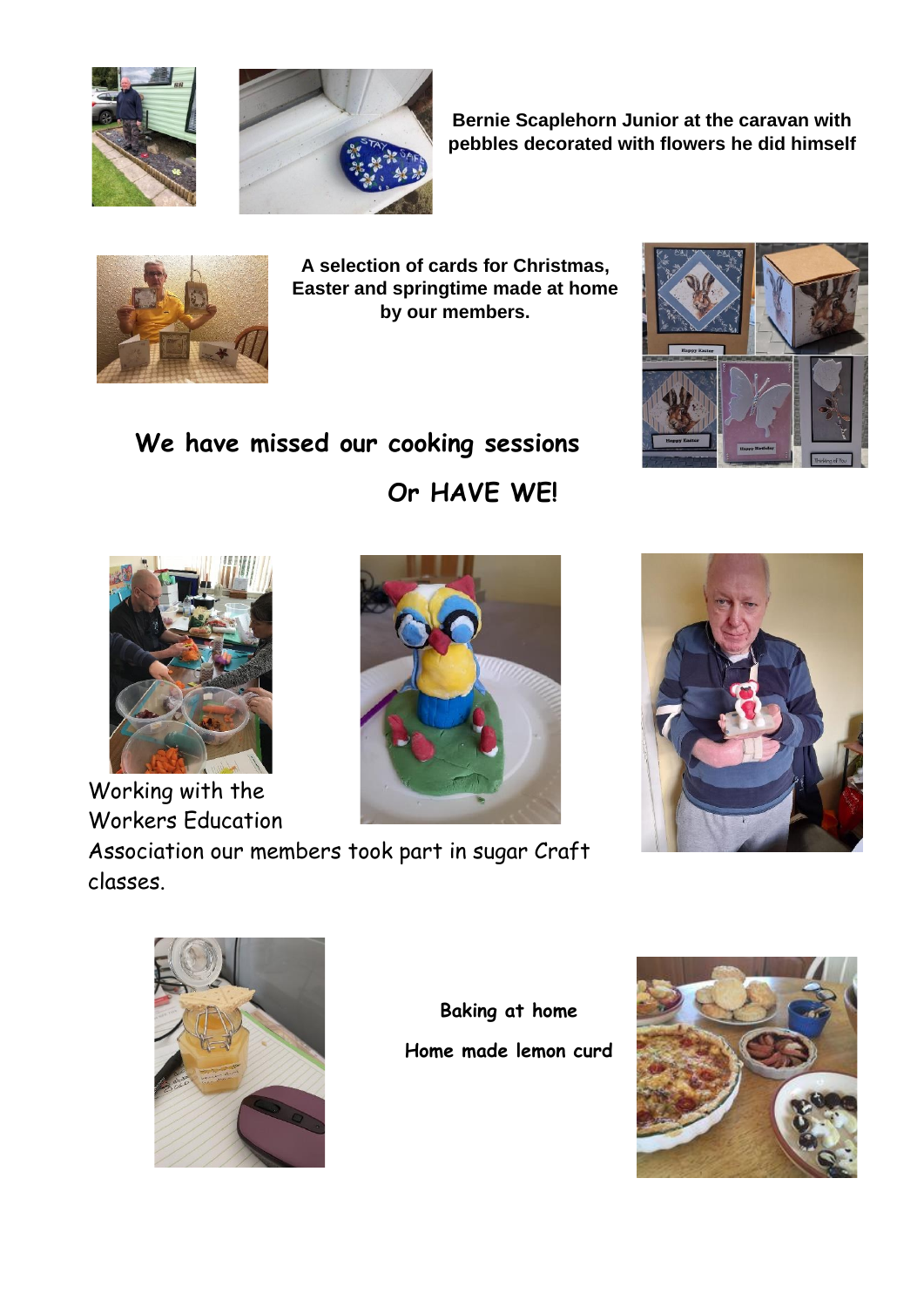**Bernie Scaplehorn Junior at the caravan with pebbles decorated with flowers he did himself**

**A selection of cards for Christmas, Easter and springtime made at home by our members.**

## We have missed our cooking sessions

## Or HAVE WE!

Working with the Workers Education Association our members took part in sugar Craft classes.

**Baking at home**

**Home made lemon curd**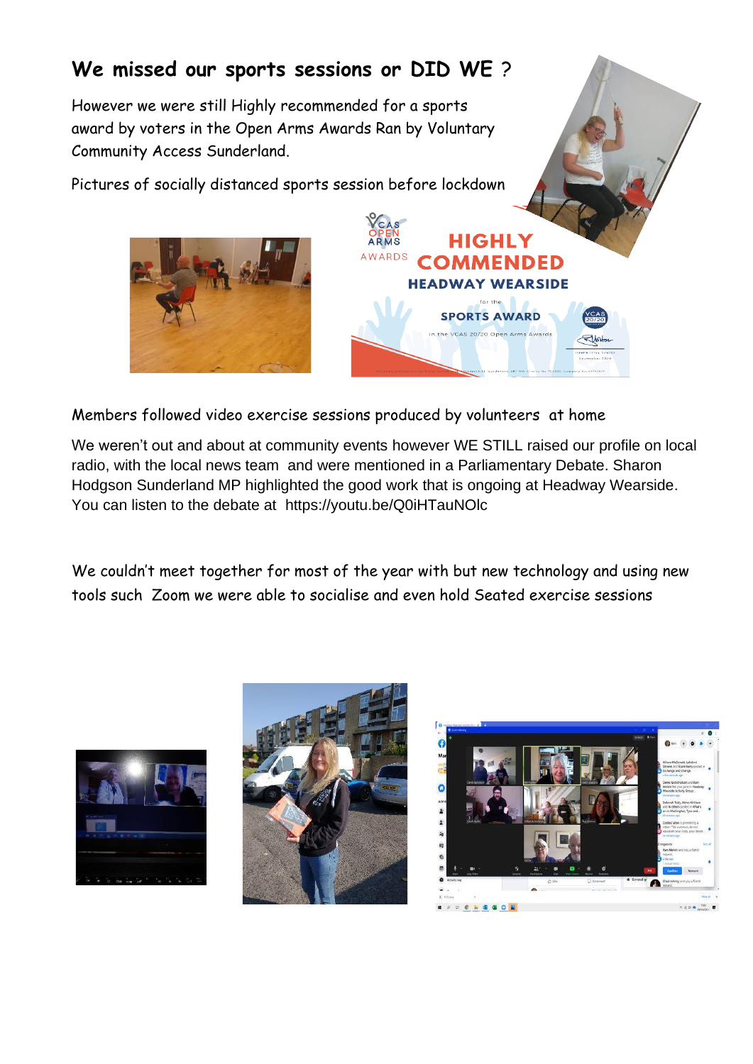## We missed our sports sessions or DID WE ?

However we were still Highly recommended for a sports award by voters in the Open Arms Awards Ran by Voluntary Community Access Sunderland.

Pictures of socially distanced sports session before lockdown

Members followed video exercise sessions produced by volunteers at home

We weren't out and about at community events however WE STILL raised our profile on local radio, with the local news team and were mentioned in a Parliamentary Debate. Sharon Hodgson Sunderland MP highlighted the good work that is ongoing at Headway Wearside. You can listen to the debate at https://youtu.be/Q0iHTauNOlc

We couldn't meet together for most of the year with but new technology and using new tools such Zoom we were able to socialise and even hold Seated exercise sessions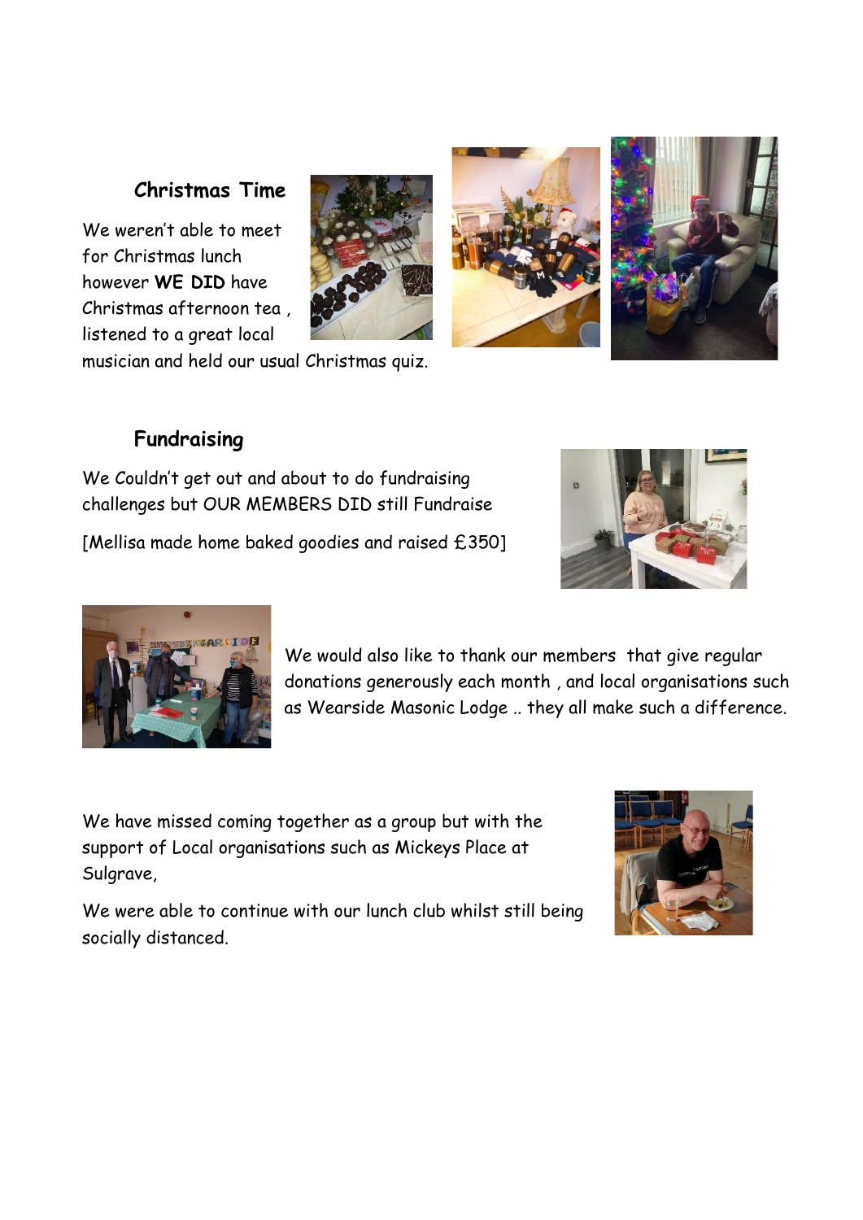## Christmas Time

We weren't able to meet for Christmas lunch however **WE DID** have Christmas afternoon tea , listened to a great local musician and held our usual Christmas quiz.

## Fundraising

We Couldn't get out and about to do fundraising challenges but OUR MEMBERS DID still Fundraise

[Mellisa made home baked goodies and raised £350]

We would also like to thank our members that give regular donations generously each month , and local organisations such as Wearside Masonic Lodge .. they all make such a difference.

We have missed coming together as a group but with the support of Local organisations such as Mickeys Place at Sulgrave,

We were able to continue with our lunch club whilst still being socially distanced.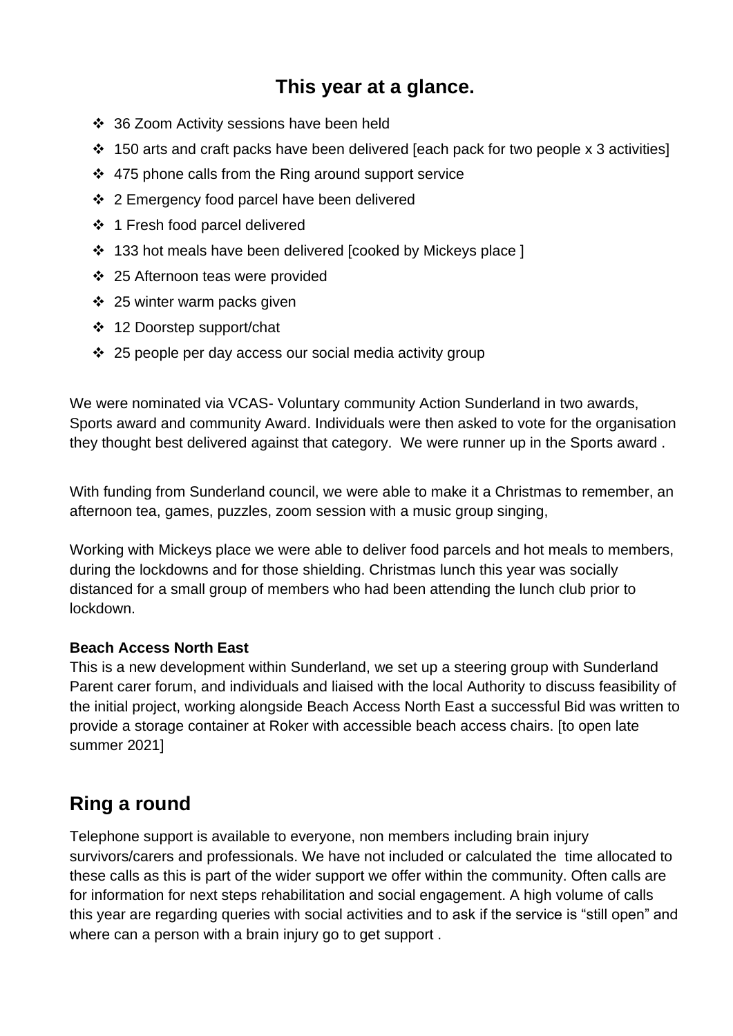## This year at a glance.

- 36 Zoom Activity sessions have been held
- 150 arts and craft packs have been delivered [each pack for two people x 3 activities]
- 475 phone calls from the Ring around support service
- 2 Emergency food parcel have been delivered
- 1 Fresh food parcel delivered
- 133 hot meals have been delivered [cooked by Mickeys place ]
- 25 Afternoon teas were provided
- 25 winter warm packs given
- 12 Doorstep support/chat
- 25 people per day access our social media activity group

We were nominated via VCAS- Voluntary community Action Sunderland in two awards, Sports award and community Award. Individuals were then asked to vote for the organisation they thought best delivered against that category. We were runner up in the Sports award .

With funding from Sunderland council, we were able to make it a Christmas to remember, an afternoon tea, games, puzzles, zoom session with a music group singing,

Working with Mickeys place we were able to deliver food parcels and hot meals to members, during the lockdowns and for those shielding. Christmas lunch this year was socially distanced for a small group of members who had been attending the lunch club prior to lockdown.

**Beach Access North East**

This is a new development within Sunderland, we set up a steering group with Sunderland Parent carer forum, and individuals and liaised with the local Authority to discuss feasibility of the initial project, working alongside Beach Access North East a successful Bid was written to provide a storage container at Roker with accessible beach access chairs. [to open late summer 2021]

## Ring a round

Telephone support is available to everyone, non members including brain injury survivors/carers and professionals. We have not included or calculated the time allocated to these calls as this is part of the wider support we offer within the community. Often calls are for information for next steps rehabilitation and social engagement. A high volume of calls this year are regarding queries with social activities and to ask if the service is "still open" and where can a person with a brain injury go to get support .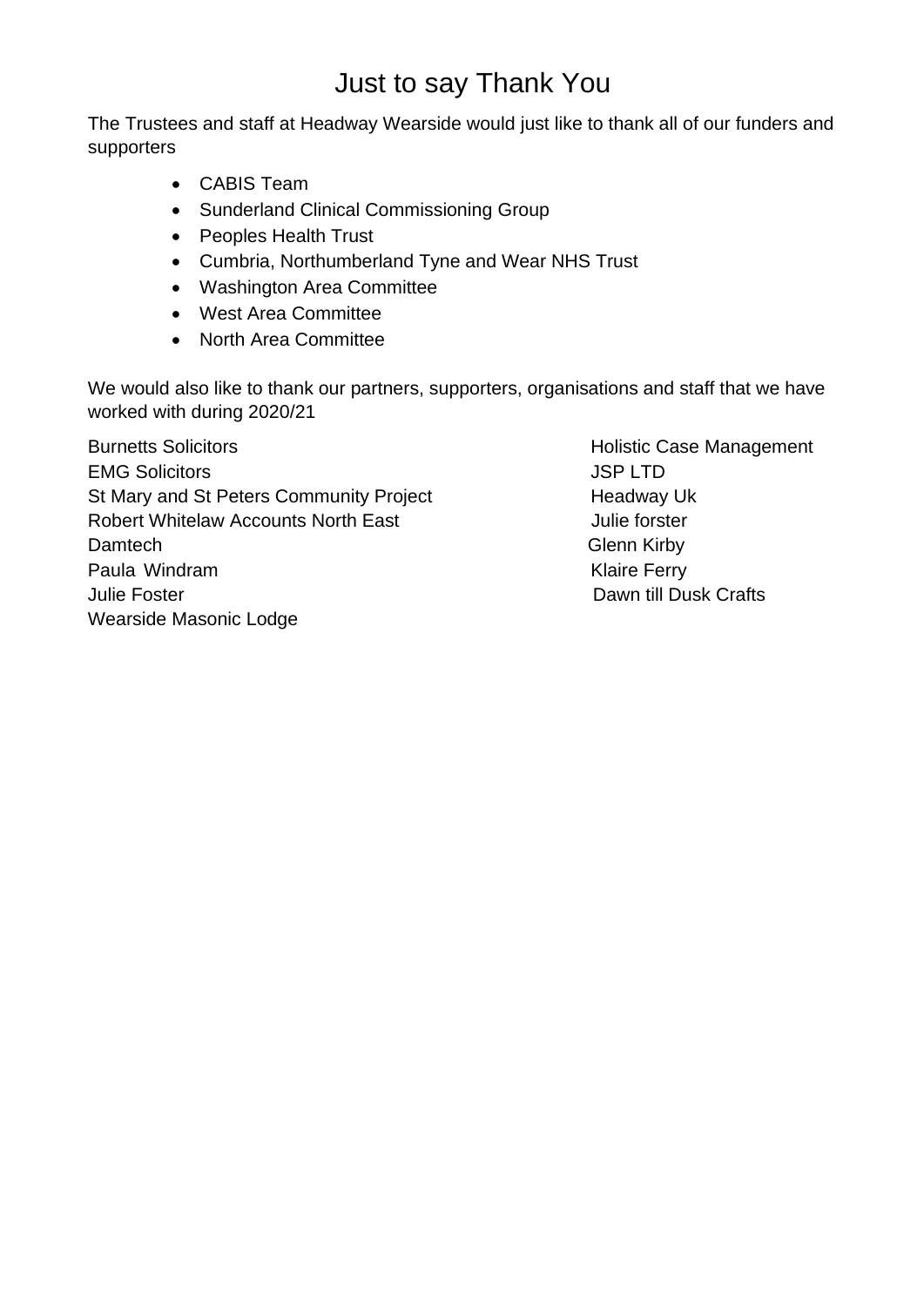# Just to say Thank You

The Trustees and staff at Headway Wearside would just like to thank all of our funders and supporters

- CABIS Team
- Sunderland Clinical Commissioning Group
- Peoples Health Trust
- Cumbria, Northumberland Tyne and Wear NHS Trust
- Washington Area Committee
- West Area Committee
- North Area Committee

We would also like to thank our partners, supporters, organisations and staff that we have worked with during 2020/21

Burnetts Solicitors
EMG Solicitors
St Mary and St Peters Community Project
Robert Whitelaw Accounts North East
Damtech
Paula Windram
Julie Foster
Wearside Masonic Lodge

Holistic Case Management
JSP LTD
Headway Uk
Julie forster
Glenn Kirby
Klaire Ferry
Dawn till Dusk Crafts